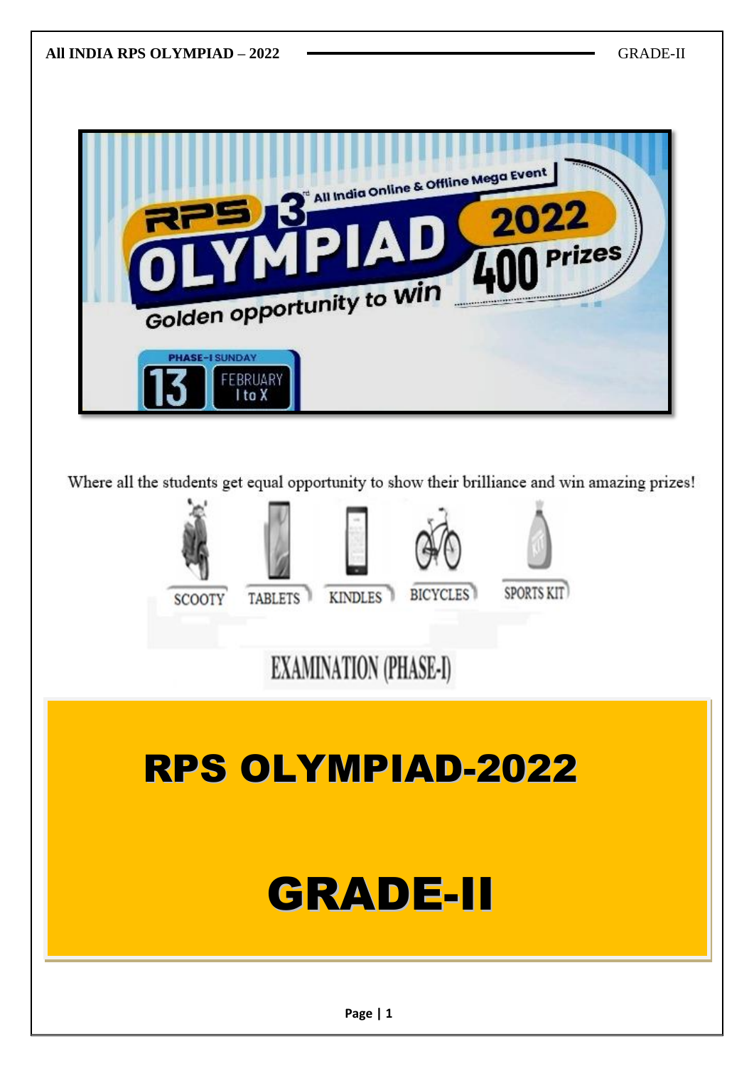RPS 3rd All India Online & Offline Mega Event

OLYMPIAD 2022

400 Prizes

Golden opportunity to win

PHASE-I SUNDAY 13 FEBRUARY I to X

Where all the students get equal opportunity to show their brilliance and win amazing prizes!

SCOOTY | TABLETS | KINDLES | BICYCLES | SPORTS KIT

EXAMINATION (PHASE-I)

# RPS OLYMPIAD-2022

# GRADE-II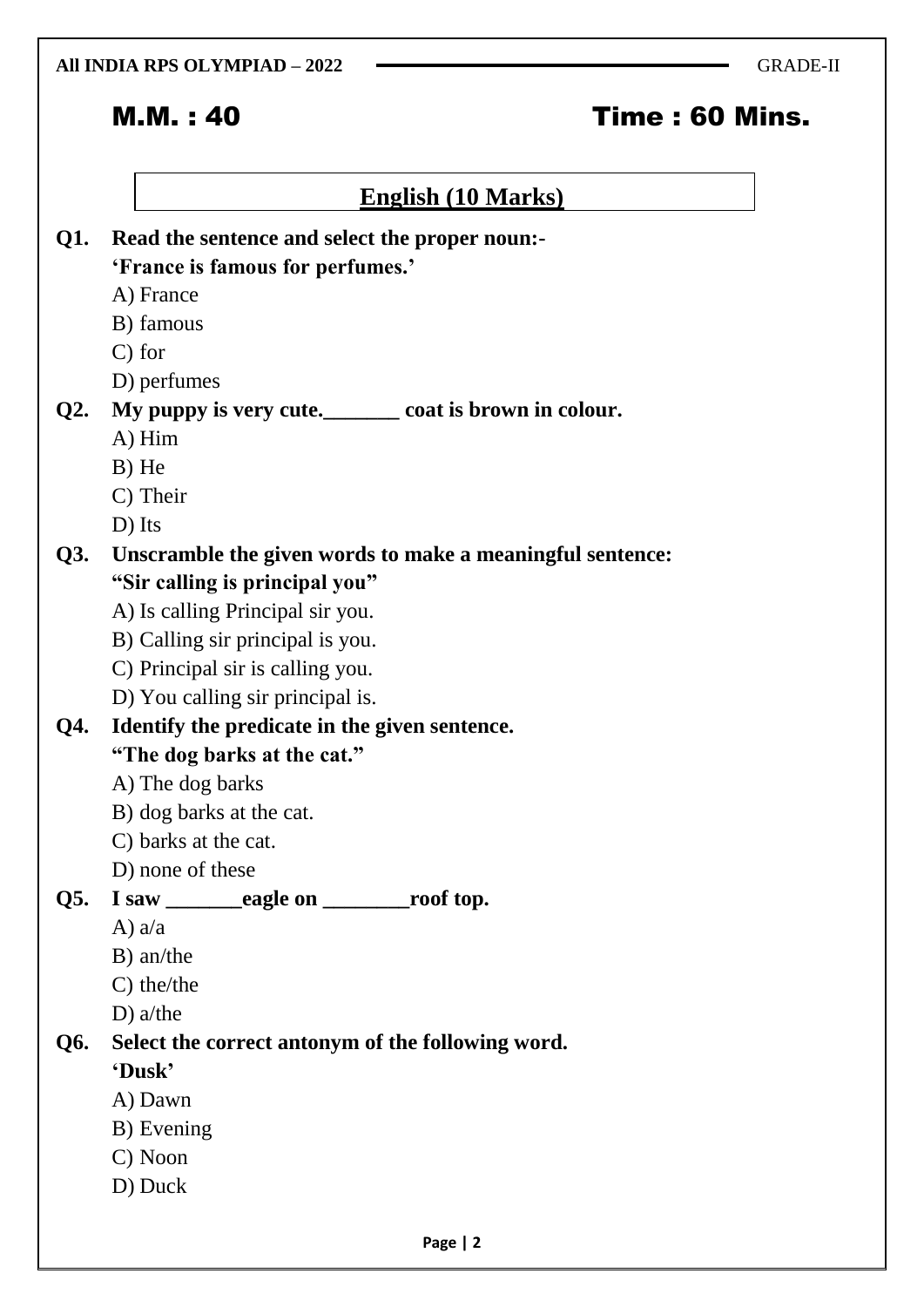All INDIA RPS OLYMPIAD – 2022 GRADE-II

**M.M. : 40** **Time : 60 Mins.**

## English (10 Marks)

**Q1. Read the sentence and select the proper noun:-**
**'France is famous for perfumes.'**

A) France
B) famous
C) for
D) perfumes

**Q2. My puppy is very cute._______ coat is brown in colour.**

A) Him
B) He
C) Their
D) Its

**Q3. Unscramble the given words to make a meaningful sentence:**
**"Sir calling is principal you"**

A) Is calling Principal sir you.
B) Calling sir principal is you.
C) Principal sir is calling you.
D) You calling sir principal is.

**Q4. Identify the predicate in the given sentence.**
**"The dog barks at the cat."**

A) The dog barks
B) dog barks at the cat.
C) barks at the cat.
D) none of these

**Q5. I saw _______eagle on ________roof top.**

A) a/a
B) an/the
C) the/the
D) a/the

**Q6. Select the correct antonym of the following word.**
**'Dusk'**

A) Dawn
B) Evening
C) Noon
D) Duck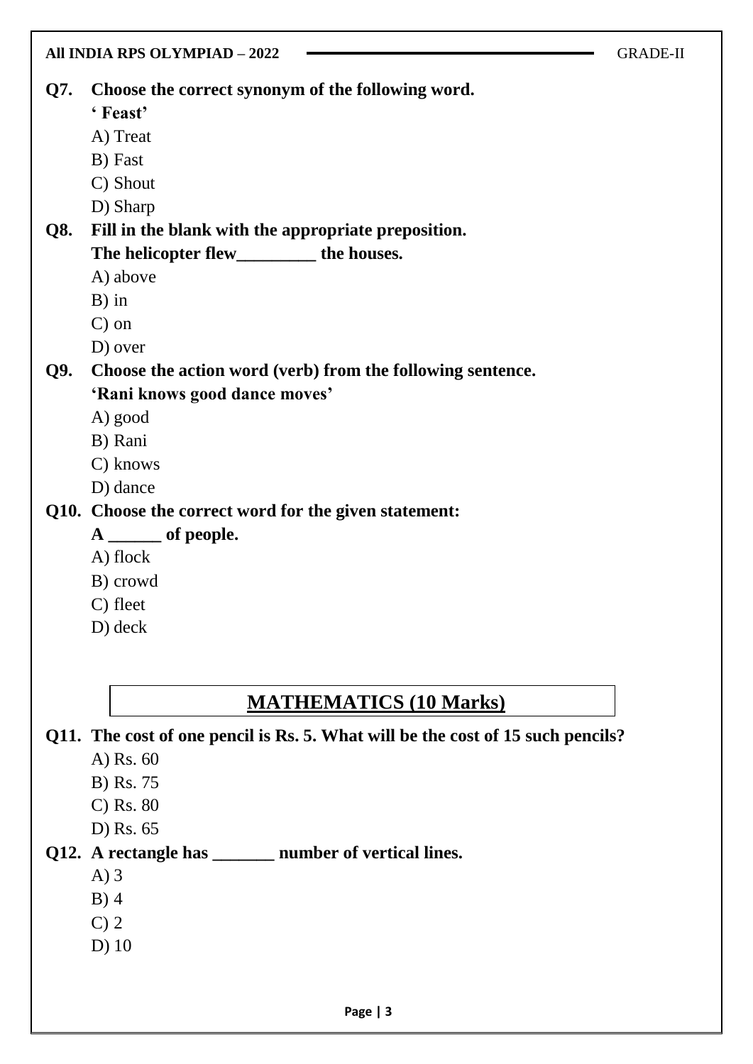**Q7. Choose the correct synonym of the following word.**

**' Feast'**

A) Treat

B) Fast

C) Shout

D) Sharp

**Q8. Fill in the blank with the appropriate preposition.**

**The helicopter flew_________ the houses.**

A) above

B) in

C) on

D) over

**Q9. Choose the action word (verb) from the following sentence.**

**'Rani knows good dance moves'**

A) good

B) Rani

C) knows

D) dance

**Q10. Choose the correct word for the given statement:**

**A ______ of people.**

A) flock

B) crowd

C) fleet

D) deck

## MATHEMATICS (10 Marks)

**Q11. The cost of one pencil is Rs. 5. What will be the cost of 15 such pencils?**

A) Rs. 60

B) Rs. 75

C) Rs. 80

D) Rs. 65

**Q12. A rectangle has _______ number of vertical lines.**

A) 3

B) 4

C) 2

D) 10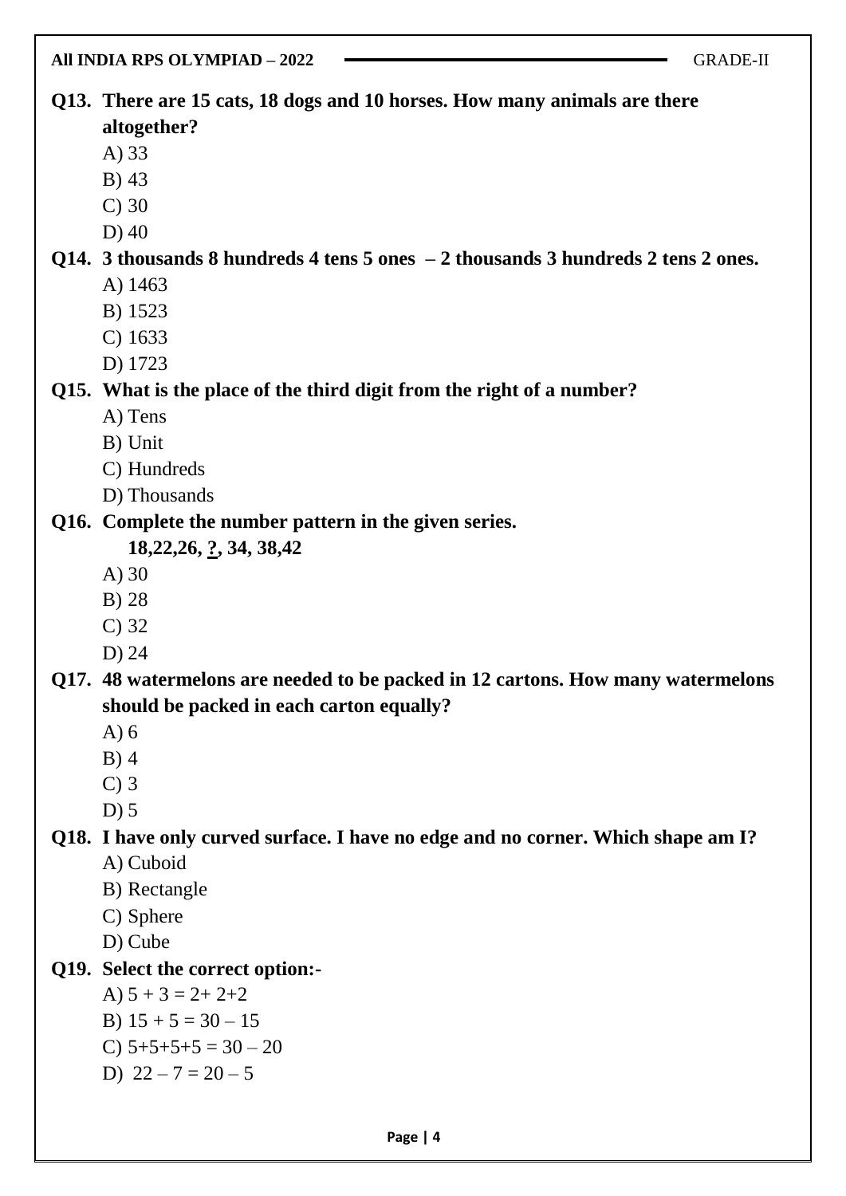**Q13. There are 15 cats, 18 dogs and 10 horses. How many animals are there altogether?**

A) 33

B) 43

C) 30

D) 40

**Q14. 3 thousands 8 hundreds 4 tens 5 ones – 2 thousands 3 hundreds 2 tens 2 ones.**

A) 1463

B) 1523

C) 1633

D) 1723

**Q15. What is the place of the third digit from the right of a number?**

A) Tens

B) Unit

C) Hundreds

D) Thousands

**Q16. Complete the number pattern in the given series.**

**18,22,26, ?, 34, 38,42**

A) 30

B) 28

C) 32

D) 24

**Q17. 48 watermelons are needed to be packed in 12 cartons. How many watermelons should be packed in each carton equally?**

A) 6

B) 4

C) 3

D) 5

**Q18. I have only curved surface. I have no edge and no corner. Which shape am I?**

A) Cuboid

B) Rectangle

C) Sphere

D) Cube

**Q19. Select the correct option:-**

A) $5 + 3 = 2 + 2 + 2$

B) $15 + 5 = 30 - 15$

C) $5+5+5+5 = 30 - 20$

D) $22 - 7 = 20 - 5$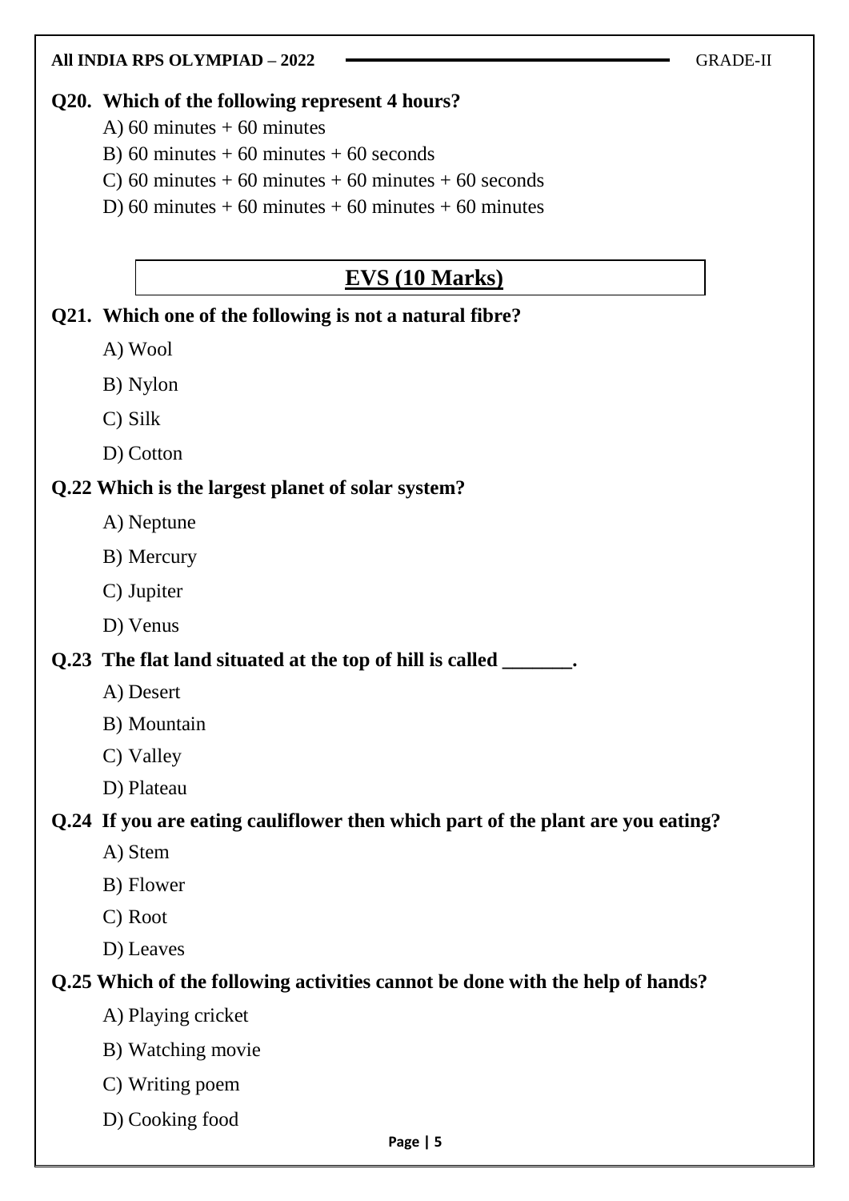**Q20. Which of the following represent 4 hours?**

A) 60 minutes + 60 minutes

B) 60 minutes + 60 minutes + 60 seconds

C) 60 minutes + 60 minutes + 60 minutes + 60 seconds

D) 60 minutes + 60 minutes + 60 minutes + 60 minutes

## EVS (10 Marks)

**Q21. Which one of the following is not a natural fibre?**

A) Wool

B) Nylon

C) Silk

D) Cotton

**Q.22 Which is the largest planet of solar system?**

A) Neptune

B) Mercury

C) Jupiter

D) Venus

**Q.23 The flat land situated at the top of hill is called _______.**

A) Desert

B) Mountain

C) Valley

D) Plateau

**Q.24 If you are eating cauliflower then which part of the plant are you eating?**

A) Stem

B) Flower

C) Root

D) Leaves

**Q.25 Which of the following activities cannot be done with the help of hands?**

A) Playing cricket

B) Watching movie

C) Writing poem

D) Cooking food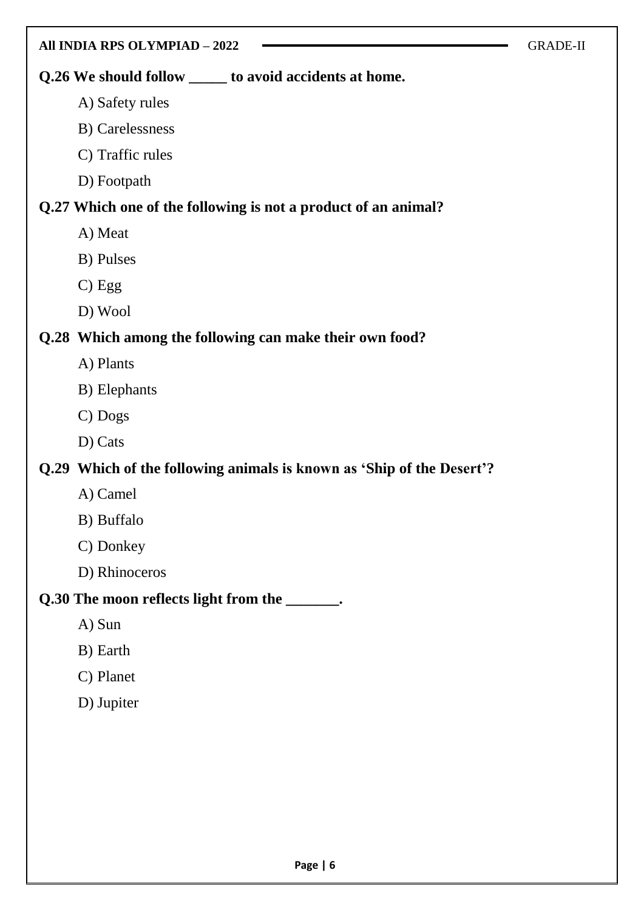**Q.26 We should follow _____ to avoid accidents at home.**

A) Safety rules

B) Carelessness

C) Traffic rules

D) Footpath

**Q.27 Which one of the following is not a product of an animal?**

A) Meat

B) Pulses

C) Egg

D) Wool

**Q.28 Which among the following can make their own food?**

A) Plants

B) Elephants

C) Dogs

D) Cats

**Q.29 Which of the following animals is known as 'Ship of the Desert'?**

A) Camel

B) Buffalo

C) Donkey

D) Rhinoceros

**Q.30 The moon reflects light from the _______.**

A) Sun

B) Earth

C) Planet

D) Jupiter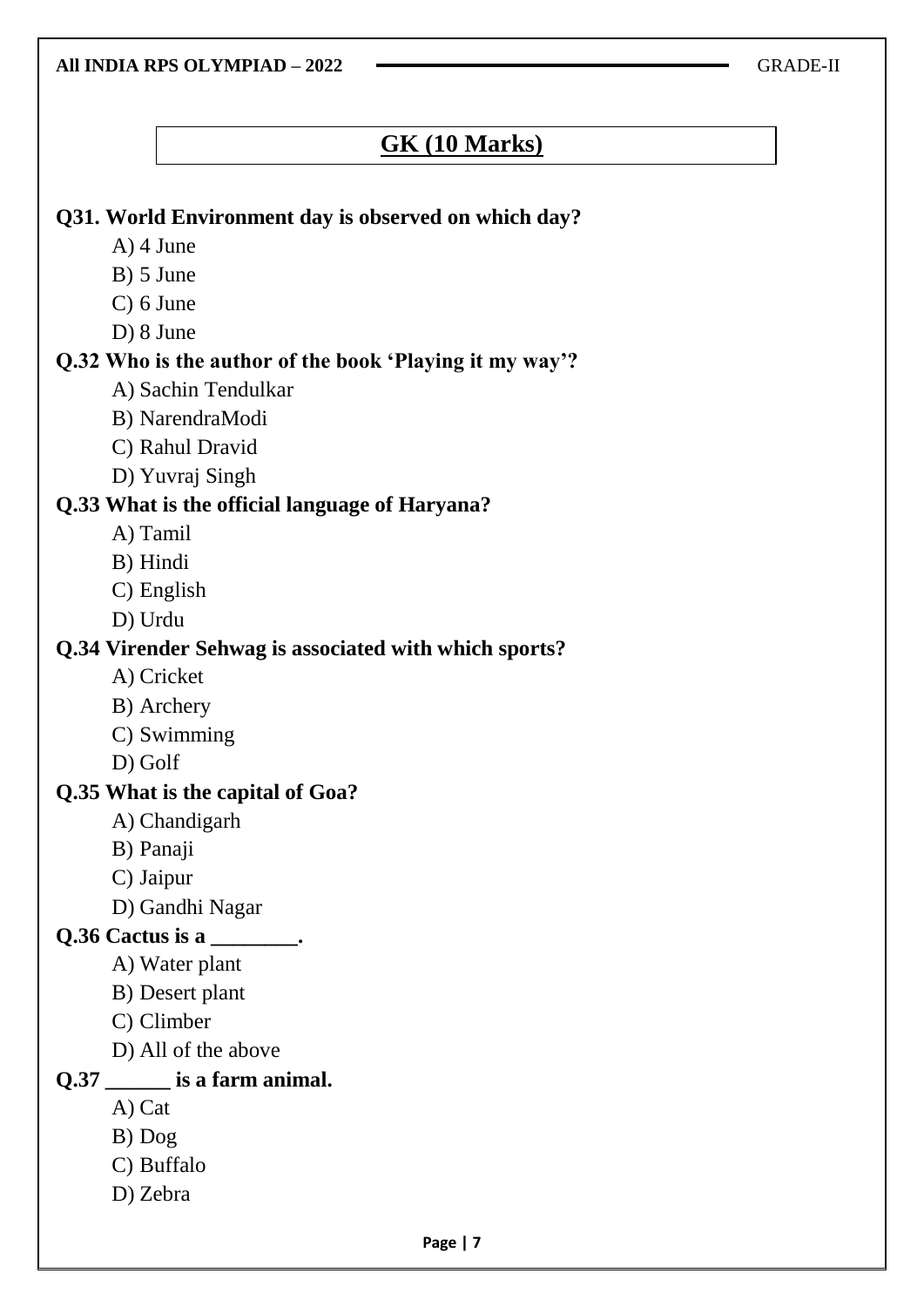## GK (10 Marks)

**Q31. World Environment day is observed on which day?**

A) 4 June
B) 5 June
C) 6 June
D) 8 June

**Q.32 Who is the author of the book 'Playing it my way'?**

A) Sachin Tendulkar
B) NarendraModi
C) Rahul Dravid
D) Yuvraj Singh

**Q.33 What is the official language of Haryana?**

A) Tamil
B) Hindi
C) English
D) Urdu

**Q.34 Virender Sehwag is associated with which sports?**

A) Cricket
B) Archery
C) Swimming
D) Golf

**Q.35 What is the capital of Goa?**

A) Chandigarh
B) Panaji
C) Jaipur
D) Gandhi Nagar

**Q.36 Cactus is a ________.**

A) Water plant
B) Desert plant
C) Climber
D) All of the above

**Q.37 ______ is a farm animal.**

A) Cat
B) Dog
C) Buffalo
D) Zebra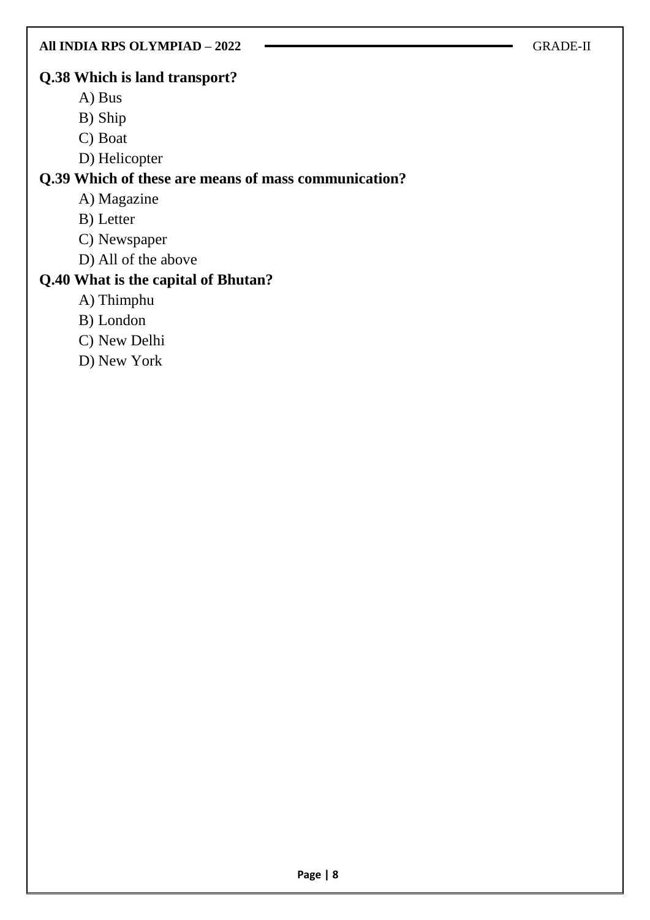**Q.38 Which is land transport?**

A) Bus

B) Ship

C) Boat

D) Helicopter

**Q.39 Which of these are means of mass communication?**

A) Magazine

B) Letter

C) Newspaper

D) All of the above

**Q.40 What is the capital of Bhutan?**

A) Thimphu

B) London

C) New Delhi

D) New York